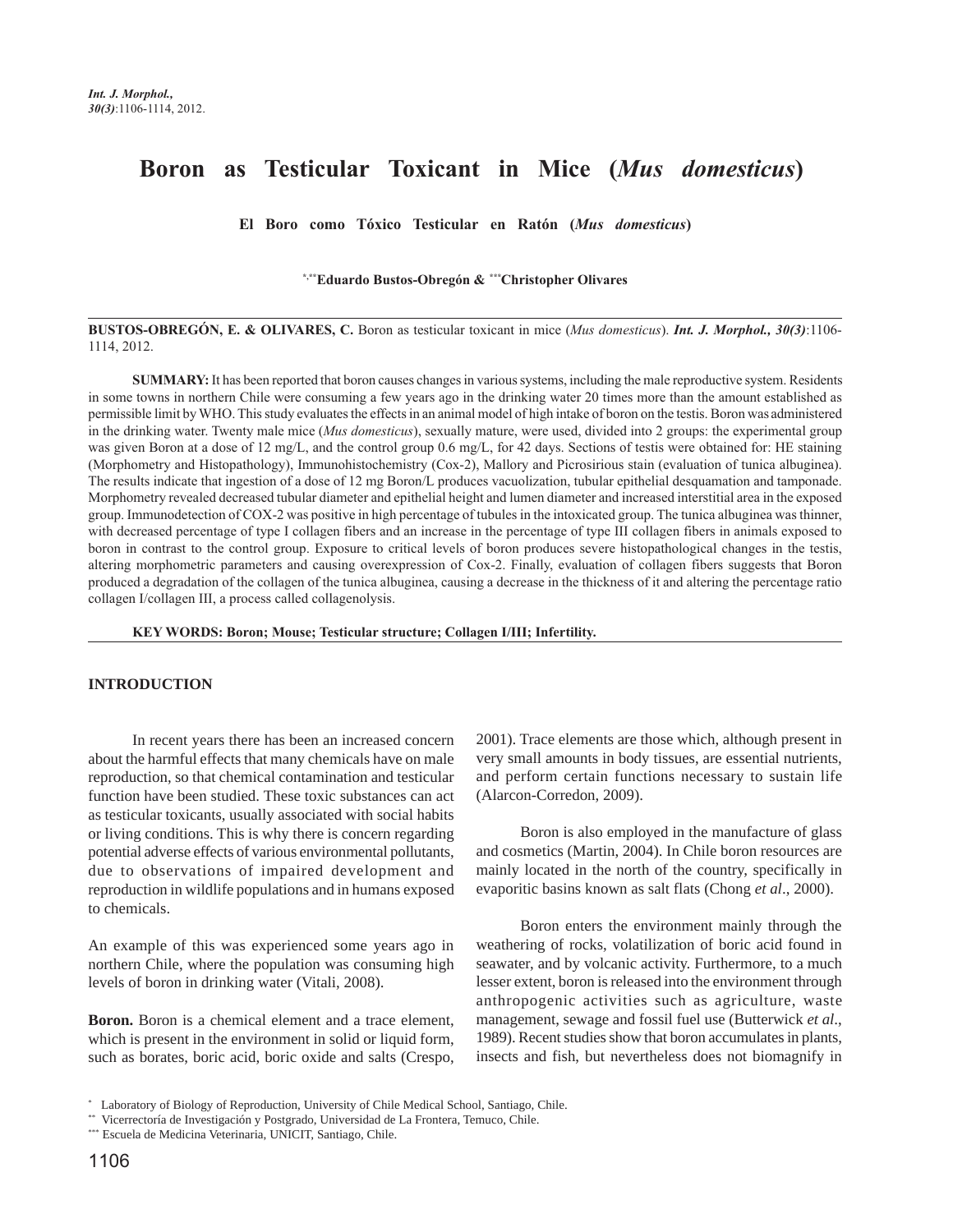# Boron as Testicular Toxicant in Mice (*Mus domesticus*)

**El Boro como Tóxico Testicular en Ratón (*Mus domesticus*)**

**[*,**]Eduardo Bustos-Obregón & [***]Christopher Olivares**

**BUSTOS-OBREGÓN, E. & OLIVARES, C.** Boron as testicular toxicant in mice (*Mus domesticus*). ***Int. J. Morphol., 30(3)***:1106-1114, 2012.

**SUMMARY:** It has been reported that boron causes changes in various systems, including the male reproductive system. Residents in some towns in northern Chile were consuming a few years ago in the drinking water 20 times more than the amount established as permissible limit by WHO. This study evaluates the effects in an animal model of high intake of boron on the testis. Boron was administered in the drinking water. Twenty male mice (*Mus domesticus*), sexually mature, were used, divided into 2 groups: the experimental group was given Boron at a dose of 12 mg/L, and the control group 0.6 mg/L, for 42 days. Sections of testis were obtained for: HE staining (Morphometry and Histopathology), Immunohistochemistry (Cox-2), Mallory and Picrosirious stain (evaluation of tunica albuginea). The results indicate that ingestion of a dose of 12 mg Boron/L produces vacuolization, tubular epithelial desquamation and tamponade. Morphometry revealed decreased tubular diameter and epithelial height and lumen diameter and increased interstitial area in the exposed group. Immunodetection of COX-2 was positive in high percentage of tubules in the intoxicated group. The tunica albuginea was thinner, with decreased percentage of type I collagen fibers and an increase in the percentage of type III collagen fibers in animals exposed to boron in contrast to the control group. Exposure to critical levels of boron produces severe histopathological changes in the testis, altering morphometric parameters and causing overexpression of Cox-2. Finally, evaluation of collagen fibers suggests that Boron produced a degradation of the collagen of the tunica albuginea, causing a decrease in the thickness of it and altering the percentage ratio collagen I/collagen III, a process called collagenolysis.

**KEY WORDS: Boron; Mouse; Testicular structure; Collagen I/III; Infertility.**

## INTRODUCTION

In recent years there has been an increased concern about the harmful effects that many chemicals have on male reproduction, so that chemical contamination and testicular function have been studied. These toxic substances can act as testicular toxicants, usually associated with social habits or living conditions. This is why there is concern regarding potential adverse effects of various environmental pollutants, due to observations of impaired development and reproduction in wildlife populations and in humans exposed to chemicals.

An example of this was experienced some years ago in northern Chile, where the population was consuming high levels of boron in drinking water (Vitali, 2008).

**Boron.** Boron is a chemical element and a trace element, which is present in the environment in solid or liquid form, such as borates, boric acid, boric oxide and salts (Crespo, 2001). Trace elements are those which, although present in very small amounts in body tissues, are essential nutrients, and perform certain functions necessary to sustain life (Alarcon-Corredon, 2009).

Boron is also employed in the manufacture of glass and cosmetics (Martin, 2004). In Chile boron resources are mainly located in the north of the country, specifically in evaporitic basins known as salt flats (Chong *et al*., 2000).

Boron enters the environment mainly through the weathering of rocks, volatilization of boric acid found in seawater, and by volcanic activity. Furthermore, to a much lesser extent, boron is released into the environment through anthropogenic activities such as agriculture, waste management, sewage and fossil fuel use (Butterwick *et al*., 1989). Recent studies show that boron accumulates in plants, insects and fish, but nevertheless does not biomagnify in

[*] Laboratory of Biology of Reproduction, University of Chile Medical School, Santiago, Chile.
[**] Vicerrectoría de Investigación y Postgrado, Universidad de La Frontera, Temuco, Chile.
[***] Escuela de Medicina Veterinaria, UNICIT, Santiago, Chile.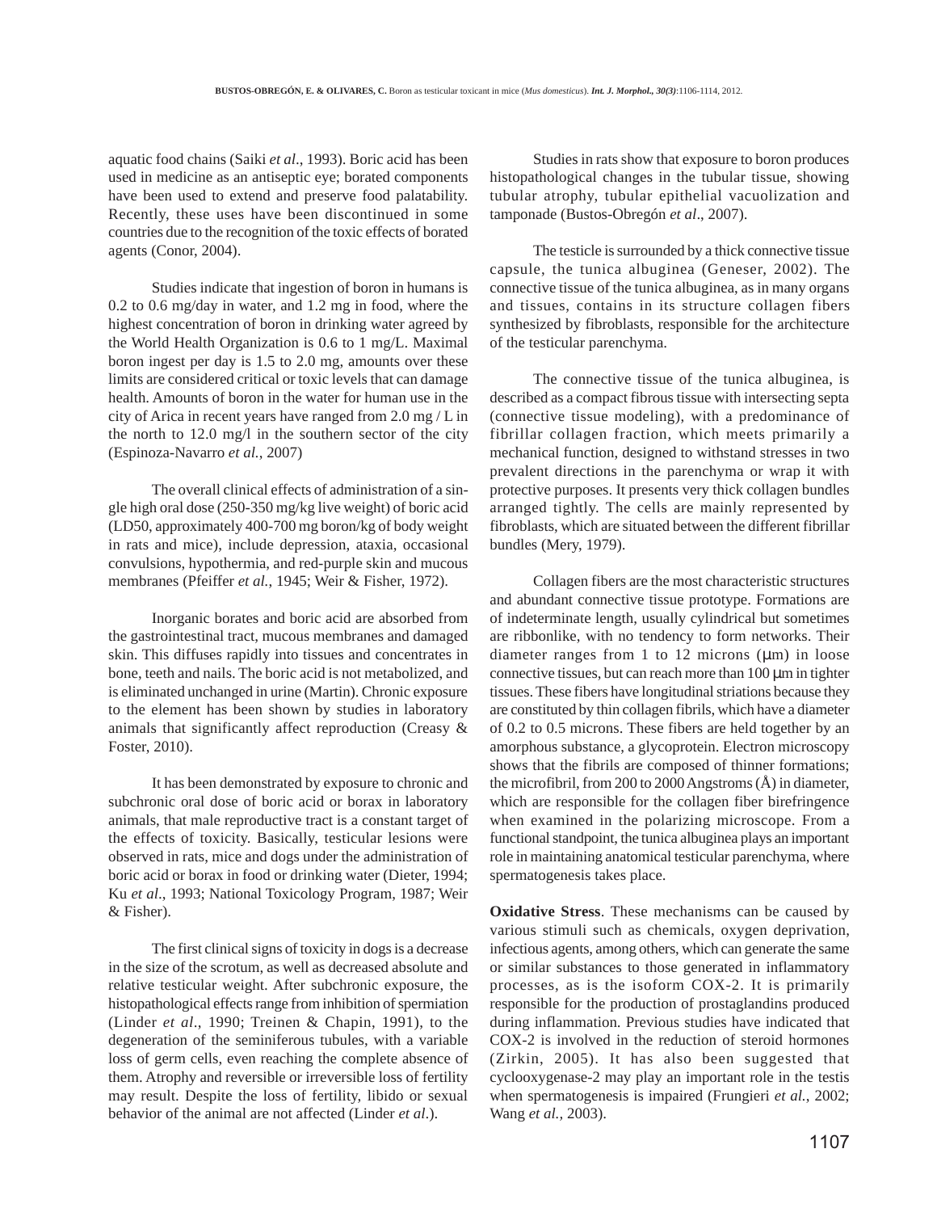aquatic food chains (Saiki *et al*., 1993). Boric acid has been used in medicine as an antiseptic eye; borated components have been used to extend and preserve food palatability. Recently, these uses have been discontinued in some countries due to the recognition of the toxic effects of borated agents (Conor, 2004).

Studies indicate that ingestion of boron in humans is 0.2 to 0.6 mg/day in water, and 1.2 mg in food, where the highest concentration of boron in drinking water agreed by the World Health Organization is 0.6 to 1 mg/L. Maximal boron ingest per day is 1.5 to 2.0 mg, amounts over these limits are considered critical or toxic levels that can damage health. Amounts of boron in the water for human use in the city of Arica in recent years have ranged from 2.0 mg / L in the north to 12.0 mg/l in the southern sector of the city (Espinoza-Navarro *et al.*, 2007)

The overall clinical effects of administration of a single high oral dose (250-350 mg/kg live weight) of boric acid (LD50, approximately 400-700 mg boron/kg of body weight in rats and mice), include depression, ataxia, occasional convulsions, hypothermia, and red-purple skin and mucous membranes (Pfeiffer *et al.*, 1945; Weir & Fisher, 1972).

Inorganic borates and boric acid are absorbed from the gastrointestinal tract, mucous membranes and damaged skin. This diffuses rapidly into tissues and concentrates in bone, teeth and nails. The boric acid is not metabolized, and is eliminated unchanged in urine (Martin). Chronic exposure to the element has been shown by studies in laboratory animals that significantly affect reproduction (Creasy & Foster, 2010).

It has been demonstrated by exposure to chronic and subchronic oral dose of boric acid or borax in laboratory animals, that male reproductive tract is a constant target of the effects of toxicity. Basically, testicular lesions were observed in rats, mice and dogs under the administration of boric acid or borax in food or drinking water (Dieter, 1994; Ku *et al*., 1993; National Toxicology Program, 1987; Weir & Fisher).

The first clinical signs of toxicity in dogs is a decrease in the size of the scrotum, as well as decreased absolute and relative testicular weight. After subchronic exposure, the histopathological effects range from inhibition of spermiation (Linder *et al*., 1990; Treinen & Chapin, 1991), to the degeneration of the seminiferous tubules, with a variable loss of germ cells, even reaching the complete absence of them. Atrophy and reversible or irreversible loss of fertility may result. Despite the loss of fertility, libido or sexual behavior of the animal are not affected (Linder *et al*.).

Studies in rats show that exposure to boron produces histopathological changes in the tubular tissue, showing tubular atrophy, tubular epithelial vacuolization and tamponade (Bustos-Obregón *et al*., 2007).

The testicle is surrounded by a thick connective tissue capsule, the tunica albuginea (Geneser, 2002). The connective tissue of the tunica albuginea, as in many organs and tissues, contains in its structure collagen fibers synthesized by fibroblasts, responsible for the architecture of the testicular parenchyma.

The connective tissue of the tunica albuginea, is described as a compact fibrous tissue with intersecting septa (connective tissue modeling), with a predominance of fibrillar collagen fraction, which meets primarily a mechanical function, designed to withstand stresses in two prevalent directions in the parenchyma or wrap it with protective purposes. It presents very thick collagen bundles arranged tightly. The cells are mainly represented by fibroblasts, which are situated between the different fibrillar bundles (Mery, 1979).

Collagen fibers are the most characteristic structures and abundant connective tissue prototype. Formations are of indeterminate length, usually cylindrical but sometimes are ribbonlike, with no tendency to form networks. Their diameter ranges from 1 to 12 microns (μm) in loose connective tissues, but can reach more than 100 μm in tighter tissues. These fibers have longitudinal striations because they are constituted by thin collagen fibrils, which have a diameter of 0.2 to 0.5 microns. These fibers are held together by an amorphous substance, a glycoprotein. Electron microscopy shows that the fibrils are composed of thinner formations; the microfibril, from 200 to 2000 Angstroms (Å) in diameter, which are responsible for the collagen fiber birefringence when examined in the polarizing microscope. From a functional standpoint, the tunica albuginea plays an important role in maintaining anatomical testicular parenchyma, where spermatogenesis takes place.

**Oxidative Stress**. These mechanisms can be caused by various stimuli such as chemicals, oxygen deprivation, infectious agents, among others, which can generate the same or similar substances to those generated in inflammatory processes, as is the isoform COX-2. It is primarily responsible for the production of prostaglandins produced during inflammation. Previous studies have indicated that COX-2 is involved in the reduction of steroid hormones (Zirkin, 2005). It has also been suggested that cyclooxygenase-2 may play an important role in the testis when spermatogenesis is impaired (Frungieri *et al.*, 2002; Wang *et al.*, 2003).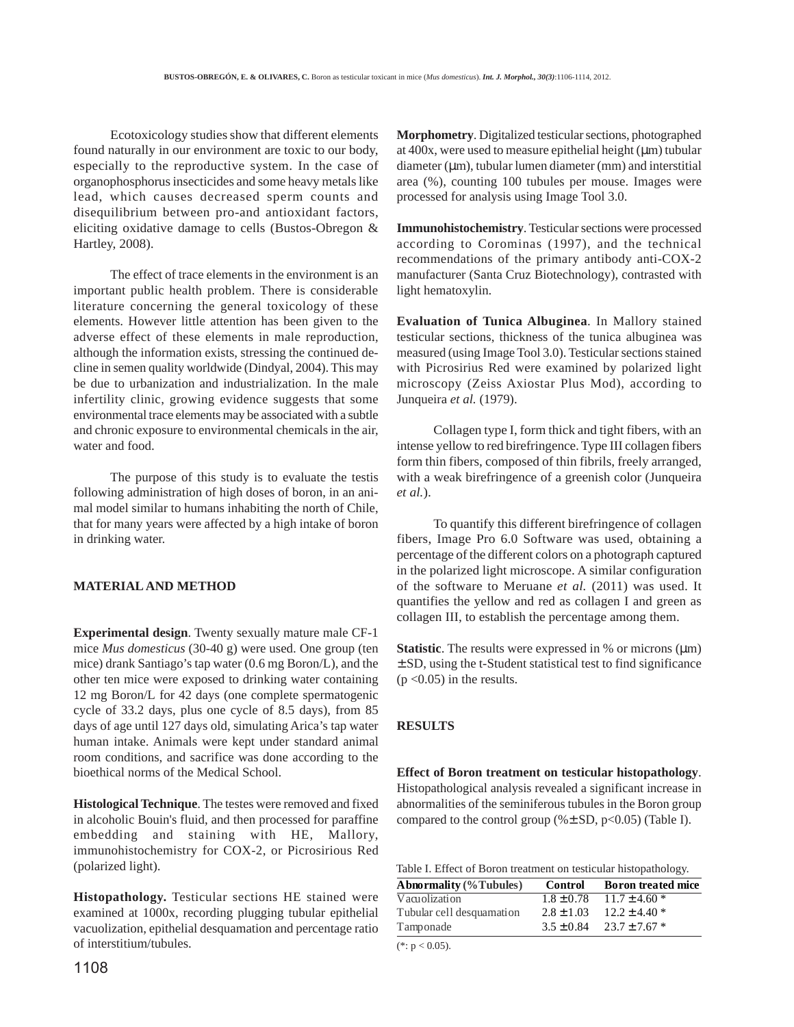Ecotoxicology studies show that different elements found naturally in our environment are toxic to our body, especially to the reproductive system. In the case of organophosphorus insecticides and some heavy metals like lead, which causes decreased sperm counts and disequilibrium between pro-and antioxidant factors, eliciting oxidative damage to cells (Bustos-Obregon & Hartley, 2008).

The effect of trace elements in the environment is an important public health problem. There is considerable literature concerning the general toxicology of these elements. However little attention has been given to the adverse effect of these elements in male reproduction, although the information exists, stressing the continued decline in semen quality worldwide (Dindyal, 2004). This may be due to urbanization and industrialization. In the male infertility clinic, growing evidence suggests that some environmental trace elements may be associated with a subtle and chronic exposure to environmental chemicals in the air, water and food.

The purpose of this study is to evaluate the testis following administration of high doses of boron, in an animal model similar to humans inhabiting the north of Chile, that for many years were affected by a high intake of boron in drinking water.

## MATERIAL AND METHOD

**Experimental design**. Twenty sexually mature male CF-1 mice *Mus domesticus* (30-40 g) were used. One group (ten mice) drank Santiago's tap water (0.6 mg Boron/L), and the other ten mice were exposed to drinking water containing 12 mg Boron/L for 42 days (one complete spermatogenic cycle of 33.2 days, plus one cycle of 8.5 days), from 85 days of age until 127 days old, simulating Arica's tap water human intake. Animals were kept under standard animal room conditions, and sacrifice was done according to the bioethical norms of the Medical School.

**Histological Technique**. The testes were removed and fixed in alcoholic Bouin's fluid, and then processed for paraffine embedding and staining with HE, Mallory, immunohistochemistry for COX-2, or Picrosirious Red (polarized light).

**Histopathology.** Testicular sections HE stained were examined at 1000x, recording plugging tubular epithelial vacuolization, epithelial desquamation and percentage ratio of interstitium/tubules.

**Morphometry**. Digitalized testicular sections, photographed at 400x, were used to measure epithelial height (µm) tubular diameter (µm), tubular lumen diameter (mm) and interstitial area (%), counting 100 tubules per mouse. Images were processed for analysis using Image Tool 3.0.

**Immunohistochemistry**. Testicular sections were processed according to Corominas (1997), and the technical recommendations of the primary antibody anti-COX-2 manufacturer (Santa Cruz Biotechnology), contrasted with light hematoxylin.

**Evaluation of Tunica Albuginea**. In Mallory stained testicular sections, thickness of the tunica albuginea was measured (using Image Tool 3.0). Testicular sections stained with Picrosirius Red were examined by polarized light microscopy (Zeiss Axiostar Plus Mod), according to Junqueira *et al.* (1979).

Collagen type I, form thick and tight fibers, with an intense yellow to red birefringence. Type III collagen fibers form thin fibers, composed of thin fibrils, freely arranged, with a weak birefringence of a greenish color (Junqueira *et al.*).

To quantify this different birefringence of collagen fibers, Image Pro 6.0 Software was used, obtaining a percentage of the different colors on a photograph captured in the polarized light microscope. A similar configuration of the software to Meruane *et al.* (2011) was used. It quantifies the yellow and red as collagen I and green as collagen III, to establish the percentage among them.

**Statistic**. The results were expressed in % or microns (µm) ± SD, using the t-Student statistical test to find significance ($p < 0.05$) in the results.

## RESULTS

**Effect of Boron treatment on testicular histopathology**. Histopathological analysis revealed a significant increase in abnormalities of the seminiferous tubules in the Boron group compared to the control group (%± SD, $p<0.05$) (Table I).

Table I. Effect of Boron treatment on testicular histopathology.

| Abnormality (%Tubules) | Control | Boron treated mice |
|---|---|---|
| Vacuolization | 1.8 ± 0.78 | 11.7 ± 4.60 * |
| Tubular cell desquamation | 2.8 ± 1.03 | 12.2 ± 4.40 * |
| Tamponade | 3.5 ± 0.84 | 23.7 ± 7.67 * |

(*: $p < 0.05$).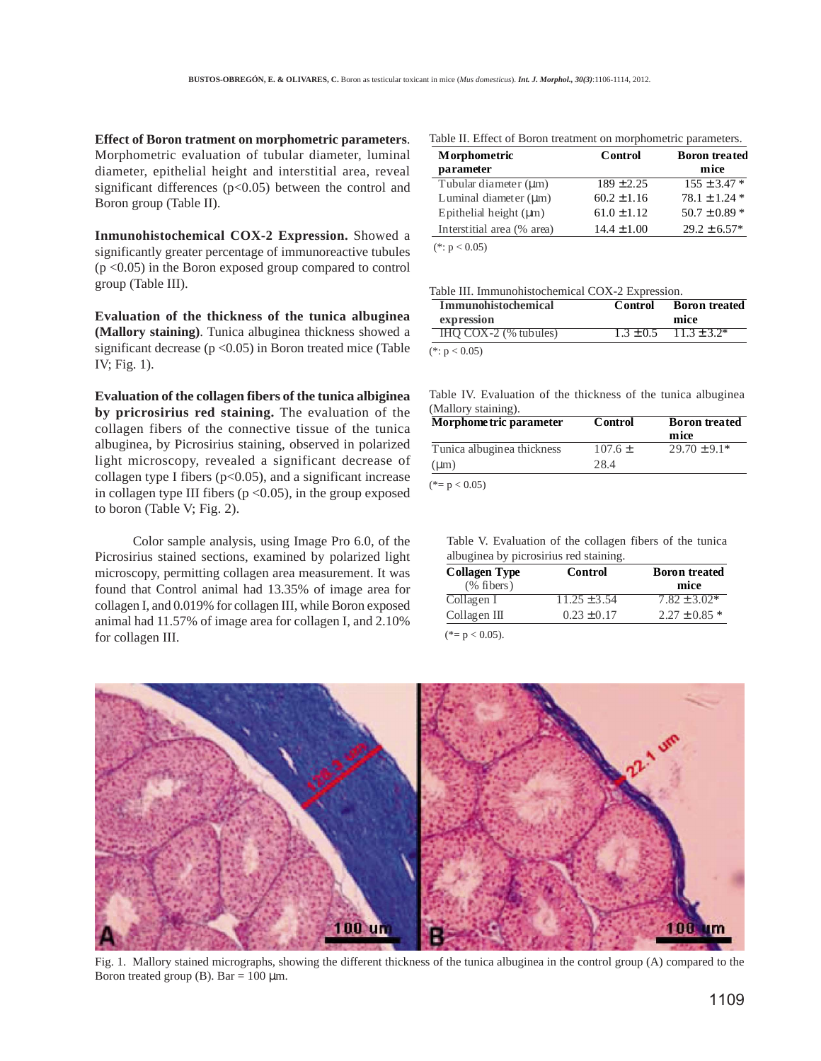**Effect of Boron tratment on morphometric parameters**. Morphometric evaluation of tubular diameter, luminal diameter, epithelial height and interstitial area, reveal significant differences ($p<0.05$) between the control and Boron group (Table II).

**Inmunohistochemical COX-2 Expression.** Showed a significantly greater percentage of immunoreactive tubules ($p <0.05$) in the Boron exposed group compared to control group (Table III).

**Evaluation of the thickness of the tunica albuginea (Mallory staining)**. Tunica albuginea thickness showed a significant decrease ($p <0.05$) in Boron treated mice (Table IV; Fig. 1).

**Evaluation of the collagen fibers of the tunica albiginea by pricrosirius red staining.** The evaluation of the collagen fibers of the connective tissue of the tunica albuginea, by Picrosirius staining, observed in polarized light microscopy, revealed a significant decrease of collagen type I fibers ($p<0.05$), and a significant increase in collagen type III fibers ($p <0.05$), in the group exposed to boron (Table V; Fig. 2).

Color sample analysis, using Image Pro 6.0, of the Picrosirius stained sections, examined by polarized light microscopy, permitting collagen area measurement. It was found that Control animal had 13.35% of image area for collagen I, and 0.019% for collagen III, while Boron exposed animal had 11.57% of image area for collagen I, and 2.10% for collagen III.

Table II. Effect of Boron treatment on morphometric parameters.

| Morphometric parameter | Control | Boron treated mice |
|---|---|---|
| Tubular diameter (µm) | 189 ± 2.25 | 155 ± 3.47 * |
| Luminal diameter (µm) | 60.2 ± 1.16 | 78.1 ± 1.24 * |
| Epithelial height (µm) | 61.0 ± 1.12 | 50.7 ± 0.89 * |
| Interstitial area (% area) | 14.4 ± 1.00 | 29.2 ± 6.57* |

(*: $p < 0.05$)

Table III. Immunohistochemical COX-2 Expression.

| Immunohistochemical expression | Control | Boron treated mice |
|---|---|---|
| IHQ COX-2 (% tubules) | 1.3 ± 0.5 | 11.3 ± 3.2* |

(*: $p < 0.05$)

Table IV. Evaluation of the thickness of the tunica albuginea (Mallory staining).

| Morphometric parameter | Control | Boron treated mice |
|---|---|---|
| Tunica albuginea thickness (µm) | 107.6 ± 28.4 | 29.70 ± 9.1* |

(*= $p < 0.05$)

Table V. Evaluation of the collagen fibers of the tunica albuginea by picrosirius red staining.

| Collagen Type (% fibers) | Control | Boron treated mice |
|---|---|---|
| Collagen I | 11.25 ± 3.54 | 7.82 ± 3.02* |
| Collagen III | 0.23 ± 0.17 | 2.27 ± 0.85 * |

(*= $p < 0.05$).

Fig. 1. Mallory stained micrographs, showing the different thickness of the tunica albuginea in the control group (A) compared to the Boron treated group (B). Bar = 100 µm.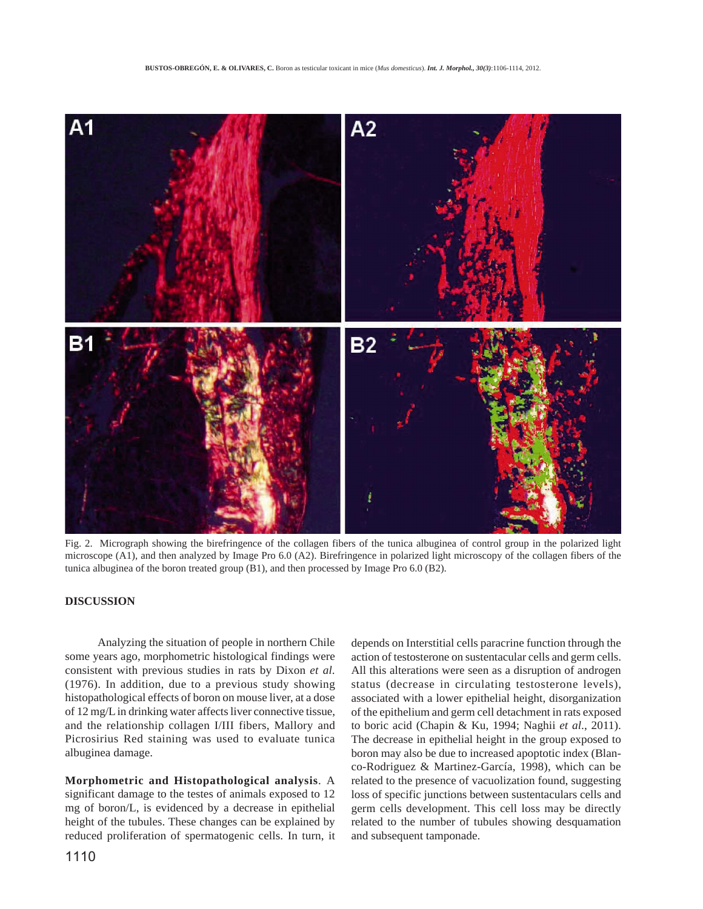Fig. 2. Micrograph showing the birefringence of the collagen fibers of the tunica albuginea of control group in the polarized light microscope (A1), and then analyzed by Image Pro 6.0 (A2). Birefringence in polarized light microscopy of the collagen fibers of the tunica albuginea of the boron treated group (B1), and then processed by Image Pro 6.0 (B2).

## DISCUSSION

Analyzing the situation of people in northern Chile some years ago, morphometric histological findings were consistent with previous studies in rats by Dixon *et al.* (1976). In addition, due to a previous study showing histopathological effects of boron on mouse liver, at a dose of 12 mg/L in drinking water affects liver connective tissue, and the relationship collagen I/III fibers, Mallory and Picrosirius Red staining was used to evaluate tunica albuginea damage.

**Morphometric and Histopathological analysis**. A significant damage to the testes of animals exposed to 12 mg of boron/L, is evidenced by a decrease in epithelial height of the tubules. These changes can be explained by reduced proliferation of spermatogenic cells. In turn, it depends on Interstitial cells paracrine function through the action of testosterone on sustentacular cells and germ cells. All this alterations were seen as a disruption of androgen status (decrease in circulating testosterone levels), associated with a lower epithelial height, disorganization of the epithelium and germ cell detachment in rats exposed to boric acid (Chapin & Ku, 1994; Naghii *et al*., 2011). The decrease in epithelial height in the group exposed to boron may also be due to increased apoptotic index (Blanco-Rodriguez & Martinez-García, 1998), which can be related to the presence of vacuolization found, suggesting loss of specific junctions between sustentaculars cells and germ cells development. This cell loss may be directly related to the number of tubules showing desquamation and subsequent tamponade.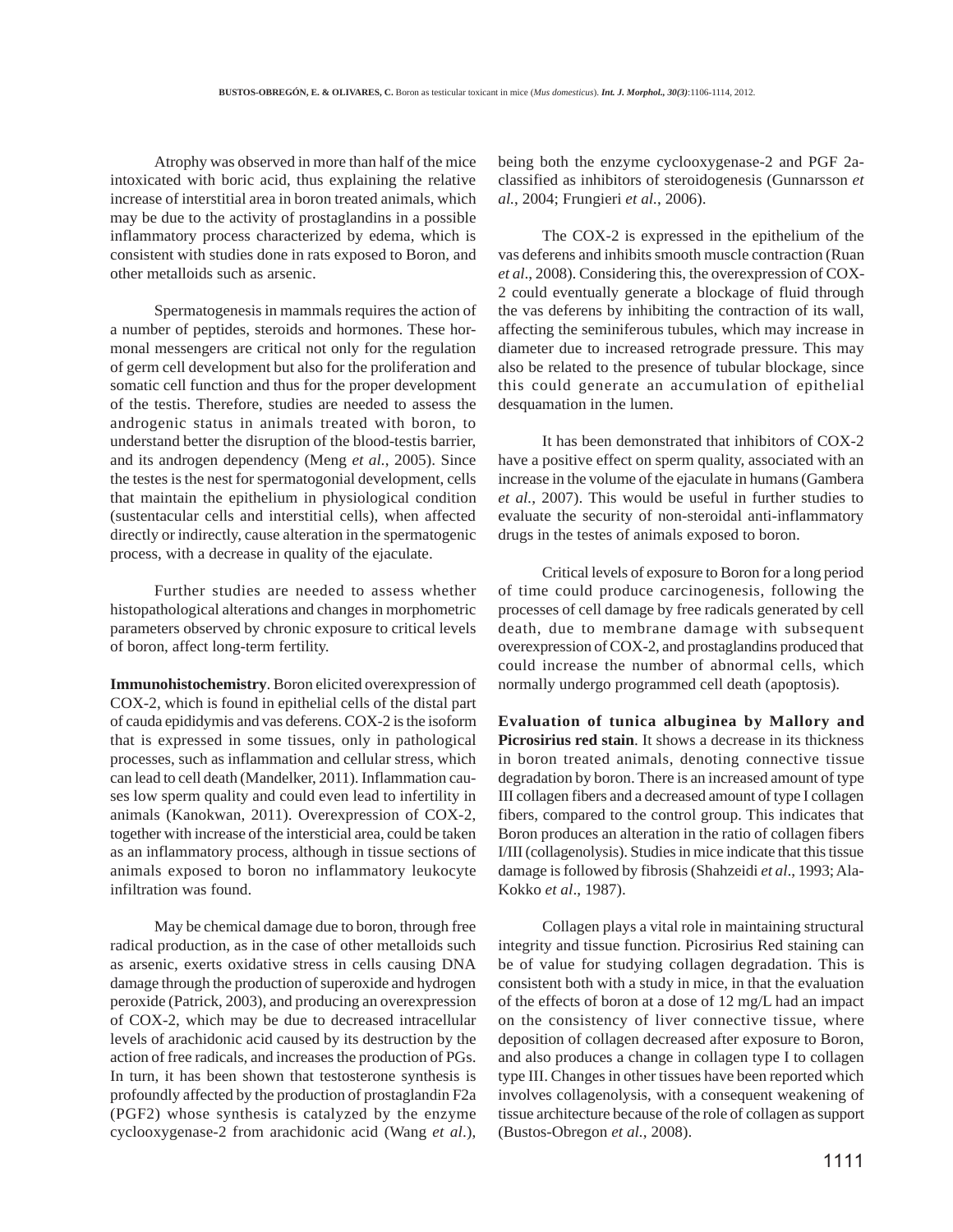Atrophy was observed in more than half of the mice intoxicated with boric acid, thus explaining the relative increase of interstitial area in boron treated animals, which may be due to the activity of prostaglandins in a possible inflammatory process characterized by edema, which is consistent with studies done in rats exposed to Boron, and other metalloids such as arsenic.

Spermatogenesis in mammals requires the action of a number of peptides, steroids and hormones. These hormonal messengers are critical not only for the regulation of germ cell development but also for the proliferation and somatic cell function and thus for the proper development of the testis. Therefore, studies are needed to assess the androgenic status in animals treated with boron, to understand better the disruption of the blood-testis barrier, and its androgen dependency (Meng *et al.*, 2005). Since the testes is the nest for spermatogonial development, cells that maintain the epithelium in physiological condition (sustentacular cells and interstitial cells), when affected directly or indirectly, cause alteration in the spermatogenic process, with a decrease in quality of the ejaculate.

Further studies are needed to assess whether histopathological alterations and changes in morphometric parameters observed by chronic exposure to critical levels of boron, affect long-term fertility.

**Immunohistochemistry**. Boron elicited overexpression of COX-2, which is found in epithelial cells of the distal part of cauda epididymis and vas deferens. COX-2 is the isoform that is expressed in some tissues, only in pathological processes, such as inflammation and cellular stress, which can lead to cell death (Mandelker, 2011). Inflammation causes low sperm quality and could even lead to infertility in animals (Kanokwan, 2011). Overexpression of COX-2, together with increase of the intersticial area, could be taken as an inflammatory process, although in tissue sections of animals exposed to boron no inflammatory leukocyte infiltration was found.

May be chemical damage due to boron, through free radical production, as in the case of other metalloids such as arsenic, exerts oxidative stress in cells causing DNA damage through the production of superoxide and hydrogen peroxide (Patrick, 2003), and producing an overexpression of COX-2, which may be due to decreased intracellular levels of arachidonic acid caused by its destruction by the action of free radicals, and increases the production of PGs. In turn, it has been shown that testosterone synthesis is profoundly affected by the production of prostaglandin F2a (PGF2) whose synthesis is catalyzed by the enzyme cyclooxygenase-2 from arachidonic acid (Wang *et al*.), being both the enzyme cyclooxygenase-2 and PGF 2a-classified as inhibitors of steroidogenesis (Gunnarsson *et al.*, 2004; Frungieri *et al.*, 2006).

The COX-2 is expressed in the epithelium of the vas deferens and inhibits smooth muscle contraction (Ruan *et al*., 2008). Considering this, the overexpression of COX-2 could eventually generate a blockage of fluid through the vas deferens by inhibiting the contraction of its wall, affecting the seminiferous tubules, which may increase in diameter due to increased retrograde pressure. This may also be related to the presence of tubular blockage, since this could generate an accumulation of epithelial desquamation in the lumen.

It has been demonstrated that inhibitors of COX-2 have a positive effect on sperm quality, associated with an increase in the volume of the ejaculate in humans (Gambera *et al.*, 2007). This would be useful in further studies to evaluate the security of non-steroidal anti-inflammatory drugs in the testes of animals exposed to boron.

Critical levels of exposure to Boron for a long period of time could produce carcinogenesis, following the processes of cell damage by free radicals generated by cell death, due to membrane damage with subsequent overexpression of COX-2, and prostaglandins produced that could increase the number of abnormal cells, which normally undergo programmed cell death (apoptosis).

**Evaluation of tunica albuginea by Mallory and Picrosirius red stain**. It shows a decrease in its thickness in boron treated animals, denoting connective tissue degradation by boron. There is an increased amount of type III collagen fibers and a decreased amount of type I collagen fibers, compared to the control group. This indicates that Boron produces an alteration in the ratio of collagen fibers I/III (collagenolysis). Studies in mice indicate that this tissue damage is followed by fibrosis (Shahzeidi *et al*., 1993; Ala-Kokko *et al*., 1987).

Collagen plays a vital role in maintaining structural integrity and tissue function. Picrosirius Red staining can be of value for studying collagen degradation. This is consistent both with a study in mice, in that the evaluation of the effects of boron at a dose of 12 mg/L had an impact on the consistency of liver connective tissue, where deposition of collagen decreased after exposure to Boron, and also produces a change in collagen type I to collagen type III. Changes in other tissues have been reported which involves collagenolysis, with a consequent weakening of tissue architecture because of the role of collagen as support (Bustos-Obregon *et al.*, 2008).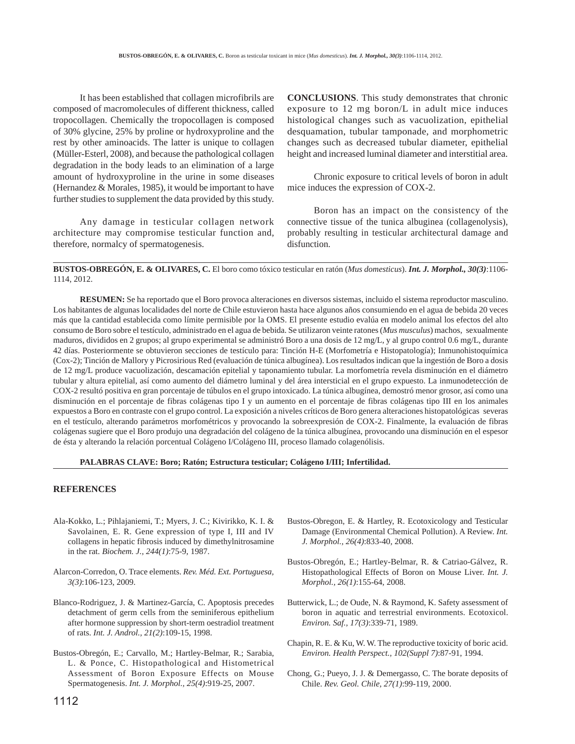It has been established that collagen microfibrils are composed of macromolecules of different thickness, called tropocollagen. Chemically the tropocollagen is composed of 30% glycine, 25% by proline or hydroxyproline and the rest by other aminoacids. The latter is unique to collagen (Müller-Esterl, 2008), and because the pathological collagen degradation in the body leads to an elimination of a large amount of hydroxyproline in the urine in some diseases (Hernandez & Morales, 1985), it would be important to have further studies to supplement the data provided by this study.

Any damage in testicular collagen network architecture may compromise testicular function and, therefore, normalcy of spermatogenesis.

**CONCLUSIONS**. This study demonstrates that chronic exposure to 12 mg boron/L in adult mice induces histological changes such as vacuolization, epithelial desquamation, tubular tamponade, and morphometric changes such as decreased tubular diameter, epithelial height and increased luminal diameter and interstitial area.

Chronic exposure to critical levels of boron in adult mice induces the expression of COX-2.

Boron has an impact on the consistency of the connective tissue of the tunica albuginea (collagenolysis), probably resulting in testicular architectural damage and disfunction.

---

**BUSTOS-OBREGÓN, E. & OLIVARES, C.** El boro como tóxico testicular en ratón (*Mus domesticus*). ***Int. J. Morphol., 30(3)***:1106-1114, 2012.

**RESUMEN:** Se ha reportado que el Boro provoca alteraciones en diversos sistemas, incluido el sistema reproductor masculino. Los habitantes de algunas localidades del norte de Chile estuvieron hasta hace algunos años consumiendo en el agua de bebida 20 veces más que la cantidad establecida como límite permisible por la OMS. El presente estudio evalúa en modelo animal los efectos del alto consumo de Boro sobre el testículo, administrado en el agua de bebida. Se utilizaron veinte ratones (*Mus musculus*) machos, sexualmente maduros, divididos en 2 grupos; al grupo experimental se administró Boro a una dosis de 12 mg/L, y al grupo control 0.6 mg/L, durante 42 días. Posteriormente se obtuvieron secciones de testículo para: Tinción H-E (Morfometría e Histopatología); Inmunohistoquímica (Cox-2); Tinción de Mallory y Picrosirious Red (evaluación de túnica albugínea). Los resultados indican que la ingestión de Boro a dosis de 12 mg/L produce vacuolización, descamación epitelial y taponamiento tubular. La morfometría revela disminución en el diámetro tubular y altura epitelial, así como aumento del diámetro luminal y del área intersticial en el grupo expuesto. La inmunodetección de COX-2 resultó positiva en gran porcentaje de túbulos en el grupo intoxicado. La túnica albugínea, demostró menor grosor, así como una disminución en el porcentaje de fibras colágenas tipo I y un aumento en el porcentaje de fibras colágenas tipo III en los animales expuestos a Boro en contraste con el grupo control. La exposición a niveles críticos de Boro genera alteraciones histopatológicas severas en el testículo, alterando parámetros morfométricos y provocando la sobreexpresión de COX-2. Finalmente, la evaluación de fibras colágenas sugiere que el Boro produjo una degradación del colágeno de la túnica albugínea, provocando una disminución en el espesor de ésta y alterando la relación porcentual Colágeno I/Colágeno III, proceso llamado colagenólisis.

**PALABRAS CLAVE: Boro; Ratón; Estructura testicular; Colágeno I/III; Infertilidad.**

---

## REFERENCES

Ala-Kokko, L.; Pihlajaniemi, T.; Myers, J. C.; Kivirikko, K. I. & Savolainen, E. R. Gene expression of type I, III and IV collagens in hepatic fibrosis induced by dimethylnitrosamine in the rat. *Biochem. J., 244(1)*:75-9, 1987.

Alarcon-Corredon, O. Trace elements. *Rev. Méd. Ext. Portuguesa, 3(3)*:106-123, 2009.

Blanco-Rodriguez, J. & Martinez-García, C. Apoptosis precedes detachment of germ cells from the seminiferous epithelium after hormone suppression by short-term oestradiol treatment of rats. *Int. J. Androl., 21(2)*:109-15, 1998.

Bustos-Obregón, E.; Carvallo, M.; Hartley-Belmar, R.; Sarabia, L. & Ponce, C. Histopathological and Histometrical Assessment of Boron Exposure Effects on Mouse Spermatogenesis. *Int. J. Morphol., 25(4)*:919-25, 2007.

Bustos-Obregon, E. & Hartley, R. Ecotoxicology and Testicular Damage (Environmental Chemical Pollution). A Review. *Int. J. Morphol., 26(4)*:833-40, 2008.

Bustos-Obregón, E.; Hartley-Belmar, R. & Catriao-Gálvez, R. Histopathological Effects of Boron on Mouse Liver. *Int. J. Morphol., 26(1)*:155-64, 2008.

Butterwick, L.; de Oude, N. & Raymond, K. Safety assessment of boron in aquatic and terrestrial environments. Ecotoxicol. *Environ. Saf., 17(3)*:339-71, 1989.

Chapin, R. E. & Ku, W. W. The reproductive toxicity of boric acid. *Environ. Health Perspect., 102(Suppl 7)*:87-91, 1994.

Chong, G.; Pueyo, J. J. & Demergasso, C. The borate deposits of Chile. *Rev. Geol. Chile, 27(1)*:99-119, 2000.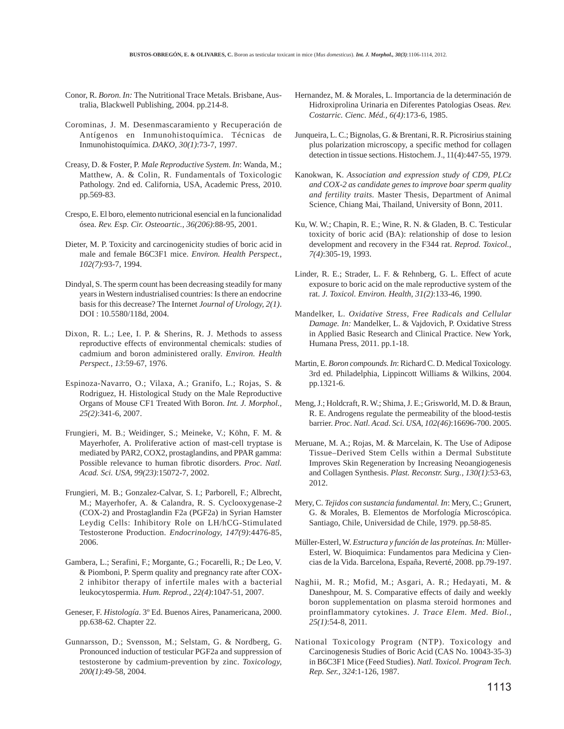Conor, R. *Boron. In:* The Nutritional Trace Metals. Brisbane, Australia, Blackwell Publishing, 2004. pp.214-8.

Corominas, J. M. Desenmascaramiento y Recuperación de Antígenos en Inmunohistoquímica. Técnicas de Inmunohistoquímica. *DAKO, 30(1)*:73-7, 1997.

Creasy, D. & Foster, P. *Male Reproductive System. In*: Wanda, M.; Matthew, A. & Colin, R. Fundamentals of Toxicologic Pathology. 2nd ed. California, USA, Academic Press, 2010. pp.569-83.

Crespo, E. El boro, elemento nutricional esencial en la funcionalidad ósea. *Rev. Esp. Cir. Osteoartic., 36(206)*:88-95, 2001.

Dieter, M. P. Toxicity and carcinogenicity studies of boric acid in male and female B6C3F1 mice. *Environ. Health Perspect., 102(7)*:93-7, 1994.

Dindyal, S. The sperm count has been decreasing steadily for many years in Western industrialised countries: Is there an endocrine basis for this decrease? The Internet *Journal of Urology, 2(1)*. DOI : 10.5580/118d, 2004.

Dixon, R. L.; Lee, I. P. & Sherins, R. J. Methods to assess reproductive effects of environmental chemicals: studies of cadmium and boron administered orally. *Environ. Health Perspect., 13*:59-67, 1976.

Espinoza-Navarro, O.; Vilaxa, A.; Granifo, L.; Rojas, S. & Rodriguez, H. Histological Study on the Male Reproductive Organs of Mouse CF1 Treated With Boron. *Int. J. Morphol., 25(2)*:341-6, 2007.

Frungieri, M. B.; Weidinger, S.; Meineke, V.; Köhn, F. M. & Mayerhofer, A. Proliferative action of mast-cell tryptase is mediated by PAR2, COX2, prostaglandins, and PPAR gamma: Possible relevance to human fibrotic disorders. *Proc. Natl. Acad. Sci. USA, 99(23)*:15072-7, 2002.

Frungieri, M. B.; Gonzalez-Calvar, S. I.; Parborell, F.; Albrecht, M.; Mayerhofer, A. & Calandra, R. S. Cyclooxygenase-2 (COX-2) and Prostaglandin F2a (PGF2a) in Syrian Hamster Leydig Cells: Inhibitory Role on LH/hCG-Stimulated Testosterone Production. *Endocrinology, 147(9)*:4476-85, 2006.

Gambera, L.; Serafini, F.; Morgante, G.; Focarelli, R.; De Leo, V. & Piomboni, P. Sperm quality and pregnancy rate after COX-2 inhibitor therapy of infertile males with a bacterial leukocytospermia. *Hum. Reprod., 22(4)*:1047-51, 2007.

Geneser, F. *Histología*. 3º Ed. Buenos Aires, Panamericana, 2000. pp.638-62. Chapter 22.

Gunnarsson, D.; Svensson, M.; Selstam, G. & Nordberg, G. Pronounced induction of testicular PGF2a and suppression of testosterone by cadmium-prevention by zinc. *Toxicology, 200(1)*:49-58, 2004.

Hernandez, M. & Morales, L. Importancia de la determinación de Hidroxiprolina Urinaria en Diferentes Patologias Oseas. *Rev. Costarric. Cienc. Méd., 6(4)*:173-6, 1985.

Junqueira, L. C.; Bignolas, G. & Brentani, R. R. Picrosirius staining plus polarization microscopy, a specific method for collagen detection in tissue sections. Histochem. J., 11(4):447-55, 1979.

Kanokwan, K. *Association and expression study of CD9, PLCz and COX-2 as candidate genes to improve boar sperm quality and fertility traits*. Master Thesis, Department of Animal Science, Chiang Mai, Thailand, University of Bonn, 2011.

Ku, W. W.; Chapin, R. E.; Wine, R. N. & Gladen, B. C. Testicular toxicity of boric acid (BA): relationship of dose to lesion development and recovery in the F344 rat. *Reprod. Toxicol., 7(4)*:305-19, 1993.

Linder, R. E.; Strader, L. F. & Rehnberg, G. L. Effect of acute exposure to boric acid on the male reproductive system of the rat. *J. Toxicol. Environ. Health, 31(2)*:133-46, 1990.

Mandelker, L. *Oxidative Stress, Free Radicals and Cellular Damage. In:* Mandelker, L. & Vajdovich, P. Oxidative Stress in Applied Basic Research and Clinical Practice. New York, Humana Press, 2011. pp.1-18.

Martin, E. *Boron compounds. In*: Richard C. D. Medical Toxicology. 3rd ed. Philadelphia, Lippincott Williams & Wilkins, 2004. pp.1321-6.

Meng, J.; Holdcraft, R. W.; Shima, J. E.; Grisworld, M. D. & Braun, R. E. Androgens regulate the permeability of the blood-testis barrier. *Proc. Natl. Acad. Sci. USA, 102(46)*:16696-700. 2005.

Meruane, M. A.; Rojas, M. & Marcelain, K. The Use of Adipose Tissue–Derived Stem Cells within a Dermal Substitute Improves Skin Regeneration by Increasing Neoangiogenesis and Collagen Synthesis. *Plast. Reconstr. Surg., 130(1)*:53-63, 2012.

Mery, C. *Tejidos con sustancia fundamental. In*: Mery, C.; Grunert, G. & Morales, B. Elementos de Morfología Microscópica. Santiago, Chile, Universidad de Chile, 1979. pp.58-85.

Müller-Esterl, W. *Estructura y función de las proteínas. In:* Müller-Esterl, W. Bioquimica: Fundamentos para Medicina y Ciencias de la Vida. Barcelona, España, Reverté, 2008. pp.79-197.

Naghii, M. R.; Mofid, M.; Asgari, A. R.; Hedayati, M. & Daneshpour, M. S. Comparative effects of daily and weekly boron supplementation on plasma steroid hormones and proinflammatory cytokines. *J. Trace Elem. Med. Biol., 25(1)*:54-8, 2011.

National Toxicology Program (NTP). Toxicology and Carcinogenesis Studies of Boric Acid (CAS No. 10043-35-3) in B6C3F1 Mice (Feed Studies). *Natl. Toxicol. Program Tech. Rep. Ser., 324*:1-126, 1987.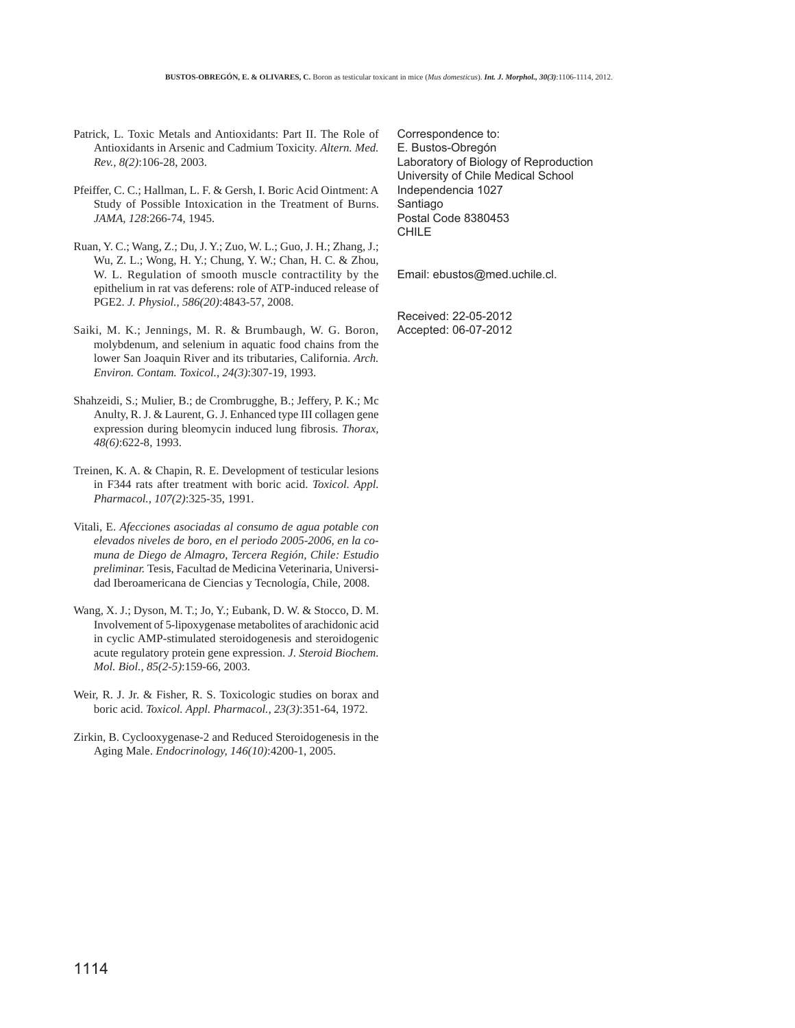Patrick, L. Toxic Metals and Antioxidants: Part II. The Role of Antioxidants in Arsenic and Cadmium Toxicity. *Altern. Med. Rev., 8(2)*:106-28, 2003.

Pfeiffer, C. C.; Hallman, L. F. & Gersh, I. Boric Acid Ointment: A Study of Possible Intoxication in the Treatment of Burns. *JAMA, 128*:266-74, 1945.

Ruan, Y. C.; Wang, Z.; Du, J. Y.; Zuo, W. L.; Guo, J. H.; Zhang, J.; Wu, Z. L.; Wong, H. Y.; Chung, Y. W.; Chan, H. C. & Zhou, W. L. Regulation of smooth muscle contractility by the epithelium in rat vas deferens: role of ATP-induced release of PGE2. *J. Physiol., 586(20)*:4843-57, 2008.

Saiki, M. K.; Jennings, M. R. & Brumbaugh, W. G. Boron, molybdenum, and selenium in aquatic food chains from the lower San Joaquin River and its tributaries, California. *Arch. Environ. Contam. Toxicol., 24(3)*:307-19, 1993.

Shahzeidi, S.; Mulier, B.; de Crombrugghe, B.; Jeffery, P. K.; Mc Anulty, R. J. & Laurent, G. J. Enhanced type III collagen gene expression during bleomycin induced lung fibrosis. *Thorax, 48(6)*:622-8, 1993.

Treinen, K. A. & Chapin, R. E. Development of testicular lesions in F344 rats after treatment with boric acid. *Toxicol. Appl. Pharmacol., 107(2)*:325-35, 1991.

Vitali, E. *Afecciones asociadas al consumo de agua potable con elevados niveles de boro, en el periodo 2005-2006, en la comuna de Diego de Almagro, Tercera Región, Chile: Estudio preliminar.* Tesis, Facultad de Medicina Veterinaria, Universidad Iberoamericana de Ciencias y Tecnología, Chile, 2008.

Wang, X. J.; Dyson, M. T.; Jo, Y.; Eubank, D. W. & Stocco, D. M. Involvement of 5-lipoxygenase metabolites of arachidonic acid in cyclic AMP-stimulated steroidogenesis and steroidogenic acute regulatory protein gene expression. *J. Steroid Biochem. Mol. Biol., 85(2-5)*:159-66, 2003.

Weir, R. J. Jr. & Fisher, R. S. Toxicologic studies on borax and boric acid. *Toxicol. Appl. Pharmacol., 23(3)*:351-64, 1972.

Zirkin, B. Cyclooxygenase-2 and Reduced Steroidogenesis in the Aging Male. *Endocrinology, 146(10)*:4200-1, 2005.

Correspondence to:
E. Bustos-Obregón
Laboratory of Biology of Reproduction
University of Chile Medical School
Independencia 1027
Santiago
Postal Code 8380453
CHILE

Email: ebustos@med.uchile.cl.

Received: 22-05-2012
Accepted: 06-07-2012